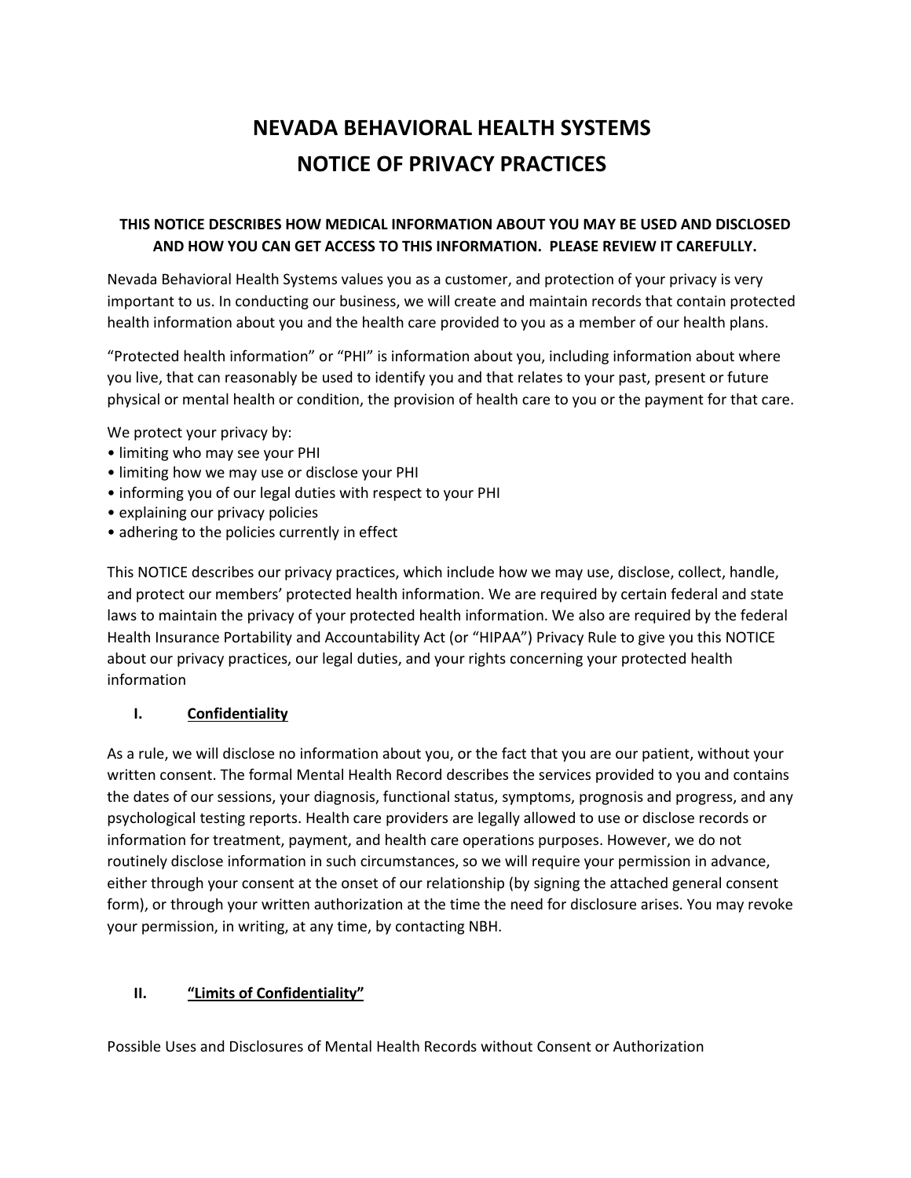# NEVADA BEHAVIORAL HEALTH SYSTEMS
# NOTICE OF PRIVACY PRACTICES

**THIS NOTICE DESCRIBES HOW MEDICAL INFORMATION ABOUT YOU MAY BE USED AND DISCLOSED AND HOW YOU CAN GET ACCESS TO THIS INFORMATION. PLEASE REVIEW IT CAREFULLY.**

Nevada Behavioral Health Systems values you as a customer, and protection of your privacy is very important to us. In conducting our business, we will create and maintain records that contain protected health information about you and the health care provided to you as a member of our health plans.

"Protected health information" or "PHI" is information about you, including information about where you live, that can reasonably be used to identify you and that relates to your past, present or future physical or mental health or condition, the provision of health care to you or the payment for that care.

We protect your privacy by:

- limiting who may see your PHI
- limiting how we may use or disclose your PHI
- informing you of our legal duties with respect to your PHI
- explaining our privacy policies
- adhering to the policies currently in effect

This NOTICE describes our privacy practices, which include how we may use, disclose, collect, handle, and protect our members' protected health information. We are required by certain federal and state laws to maintain the privacy of your protected health information. We also are required by the federal Health Insurance Portability and Accountability Act (or "HIPAA") Privacy Rule to give you this NOTICE about our privacy practices, our legal duties, and your rights concerning your protected health information

## I. Confidentiality

As a rule, we will disclose no information about you, or the fact that you are our patient, without your written consent. The formal Mental Health Record describes the services provided to you and contains the dates of our sessions, your diagnosis, functional status, symptoms, prognosis and progress, and any psychological testing reports. Health care providers are legally allowed to use or disclose records or information for treatment, payment, and health care operations purposes. However, we do not routinely disclose information in such circumstances, so we will require your permission in advance, either through your consent at the onset of our relationship (by signing the attached general consent form), or through your written authorization at the time the need for disclosure arises. You may revoke your permission, in writing, at any time, by contacting NBH.

## II. "Limits of Confidentiality"

Possible Uses and Disclosures of Mental Health Records without Consent or Authorization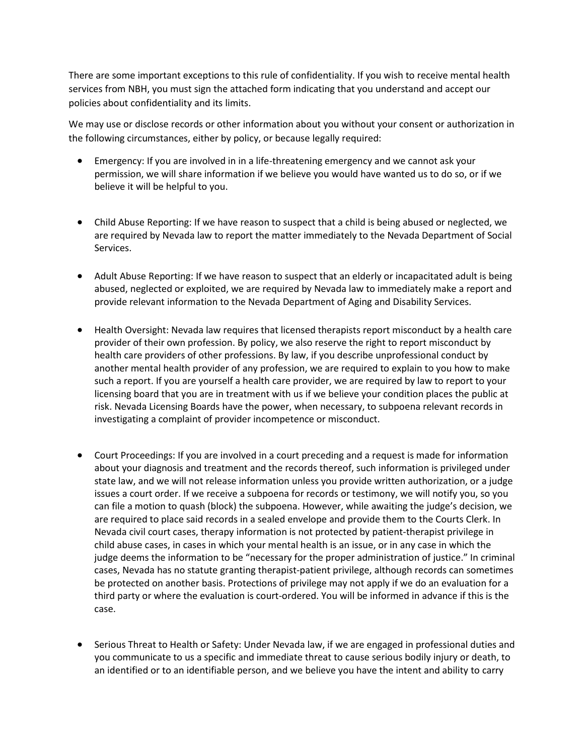There are some important exceptions to this rule of confidentiality. If you wish to receive mental health services from NBH, you must sign the attached form indicating that you understand and accept our policies about confidentiality and its limits.

We may use or disclose records or other information about you without your consent or authorization in the following circumstances, either by policy, or because legally required:

- Emergency: If you are involved in in a life-threatening emergency and we cannot ask your permission, we will share information if we believe you would have wanted us to do so, or if we believe it will be helpful to you.

- Child Abuse Reporting: If we have reason to suspect that a child is being abused or neglected, we are required by Nevada law to report the matter immediately to the Nevada Department of Social Services.

- Adult Abuse Reporting: If we have reason to suspect that an elderly or incapacitated adult is being abused, neglected or exploited, we are required by Nevada law to immediately make a report and provide relevant information to the Nevada Department of Aging and Disability Services.

- Health Oversight: Nevada law requires that licensed therapists report misconduct by a health care provider of their own profession. By policy, we also reserve the right to report misconduct by health care providers of other professions. By law, if you describe unprofessional conduct by another mental health provider of any profession, we are required to explain to you how to make such a report. If you are yourself a health care provider, we are required by law to report to your licensing board that you are in treatment with us if we believe your condition places the public at risk. Nevada Licensing Boards have the power, when necessary, to subpoena relevant records in investigating a complaint of provider incompetence or misconduct.

- Court Proceedings: If you are involved in a court preceding and a request is made for information about your diagnosis and treatment and the records thereof, such information is privileged under state law, and we will not release information unless you provide written authorization, or a judge issues a court order. If we receive a subpoena for records or testimony, we will notify you, so you can file a motion to quash (block) the subpoena. However, while awaiting the judge's decision, we are required to place said records in a sealed envelope and provide them to the Courts Clerk. In Nevada civil court cases, therapy information is not protected by patient-therapist privilege in child abuse cases, in cases in which your mental health is an issue, or in any case in which the judge deems the information to be "necessary for the proper administration of justice." In criminal cases, Nevada has no statute granting therapist-patient privilege, although records can sometimes be protected on another basis. Protections of privilege may not apply if we do an evaluation for a third party or where the evaluation is court-ordered. You will be informed in advance if this is the case.

- Serious Threat to Health or Safety: Under Nevada law, if we are engaged in professional duties and you communicate to us a specific and immediate threat to cause serious bodily injury or death, to an identified or to an identifiable person, and we believe you have the intent and ability to carry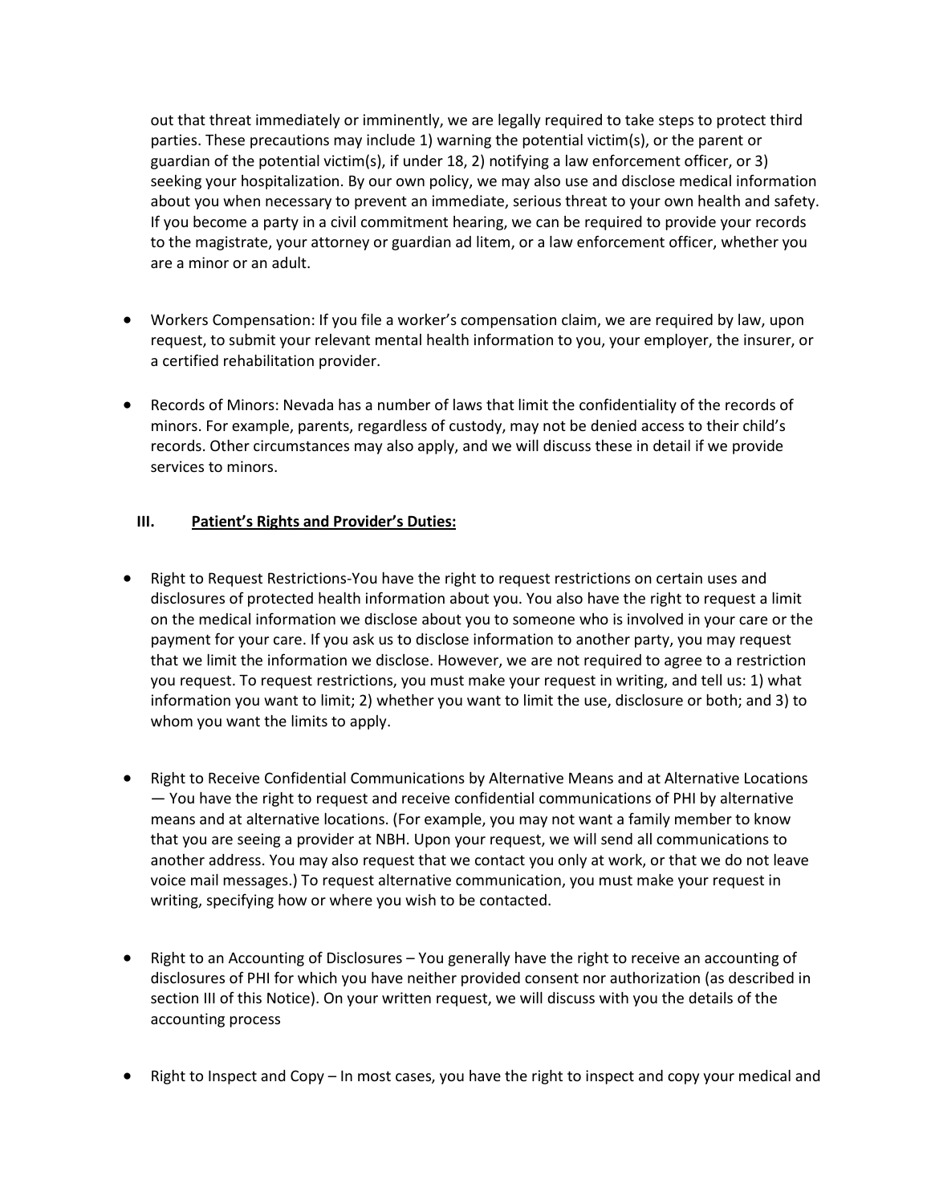out that threat immediately or imminently, we are legally required to take steps to protect third parties. These precautions may include 1) warning the potential victim(s), or the parent or guardian of the potential victim(s), if under 18, 2) notifying a law enforcement officer, or 3) seeking your hospitalization. By our own policy, we may also use and disclose medical information about you when necessary to prevent an immediate, serious threat to your own health and safety. If you become a party in a civil commitment hearing, we can be required to provide your records to the magistrate, your attorney or guardian ad litem, or a law enforcement officer, whether you are a minor or an adult.

- Workers Compensation: If you file a worker's compensation claim, we are required by law, upon request, to submit your relevant mental health information to you, your employer, the insurer, or a certified rehabilitation provider.

- Records of Minors: Nevada has a number of laws that limit the confidentiality of the records of minors. For example, parents, regardless of custody, may not be denied access to their child's records. Other circumstances may also apply, and we will discuss these in detail if we provide services to minors.

## III. **Patient's Rights and Provider's Duties:**

- Right to Request Restrictions-You have the right to request restrictions on certain uses and disclosures of protected health information about you. You also have the right to request a limit on the medical information we disclose about you to someone who is involved in your care or the payment for your care. If you ask us to disclose information to another party, you may request that we limit the information we disclose. However, we are not required to agree to a restriction you request. To request restrictions, you must make your request in writing, and tell us: 1) what information you want to limit; 2) whether you want to limit the use, disclosure or both; and 3) to whom you want the limits to apply.

- Right to Receive Confidential Communications by Alternative Means and at Alternative Locations — You have the right to request and receive confidential communications of PHI by alternative means and at alternative locations. (For example, you may not want a family member to know that you are seeing a provider at NBH. Upon your request, we will send all communications to another address. You may also request that we contact you only at work, or that we do not leave voice mail messages.) To request alternative communication, you must make your request in writing, specifying how or where you wish to be contacted.

- Right to an Accounting of Disclosures – You generally have the right to receive an accounting of disclosures of PHI for which you have neither provided consent nor authorization (as described in section III of this Notice). On your written request, we will discuss with you the details of the accounting process

- Right to Inspect and Copy – In most cases, you have the right to inspect and copy your medical and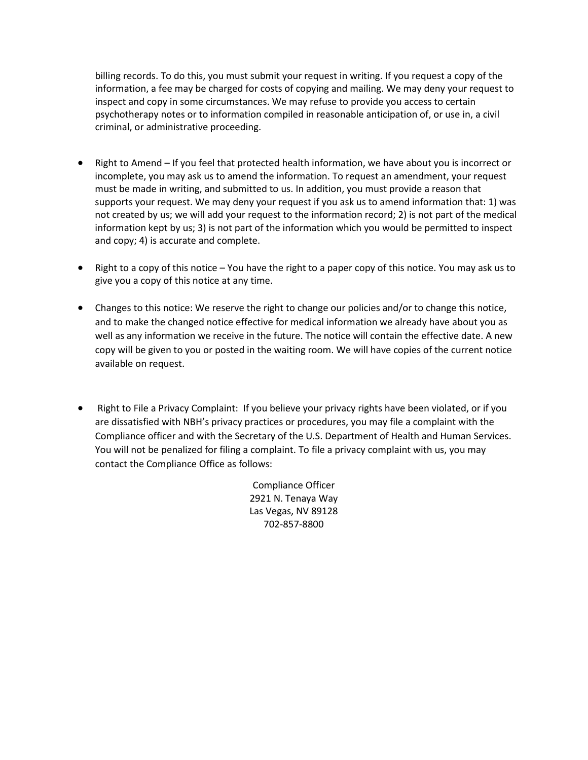billing records. To do this, you must submit your request in writing. If you request a copy of the information, a fee may be charged for costs of copying and mailing. We may deny your request to inspect and copy in some circumstances. We may refuse to provide you access to certain psychotherapy notes or to information compiled in reasonable anticipation of, or use in, a civil criminal, or administrative proceeding.

- Right to Amend – If you feel that protected health information, we have about you is incorrect or incomplete, you may ask us to amend the information. To request an amendment, your request must be made in writing, and submitted to us. In addition, you must provide a reason that supports your request. We may deny your request if you ask us to amend information that: 1) was not created by us; we will add your request to the information record; 2) is not part of the medical information kept by us; 3) is not part of the information which you would be permitted to inspect and copy; 4) is accurate and complete.

- Right to a copy of this notice – You have the right to a paper copy of this notice. You may ask us to give you a copy of this notice at any time.

- Changes to this notice: We reserve the right to change our policies and/or to change this notice, and to make the changed notice effective for medical information we already have about you as well as any information we receive in the future. The notice will contain the effective date. A new copy will be given to you or posted in the waiting room. We will have copies of the current notice available on request.

- Right to File a Privacy Complaint: If you believe your privacy rights have been violated, or if you are dissatisfied with NBH's privacy practices or procedures, you may file a complaint with the Compliance officer and with the Secretary of the U.S. Department of Health and Human Services. You will not be penalized for filing a complaint. To file a privacy complaint with us, you may contact the Compliance Office as follows:

Compliance Officer
2921 N. Tenaya Way
Las Vegas, NV 89128
702-857-8800